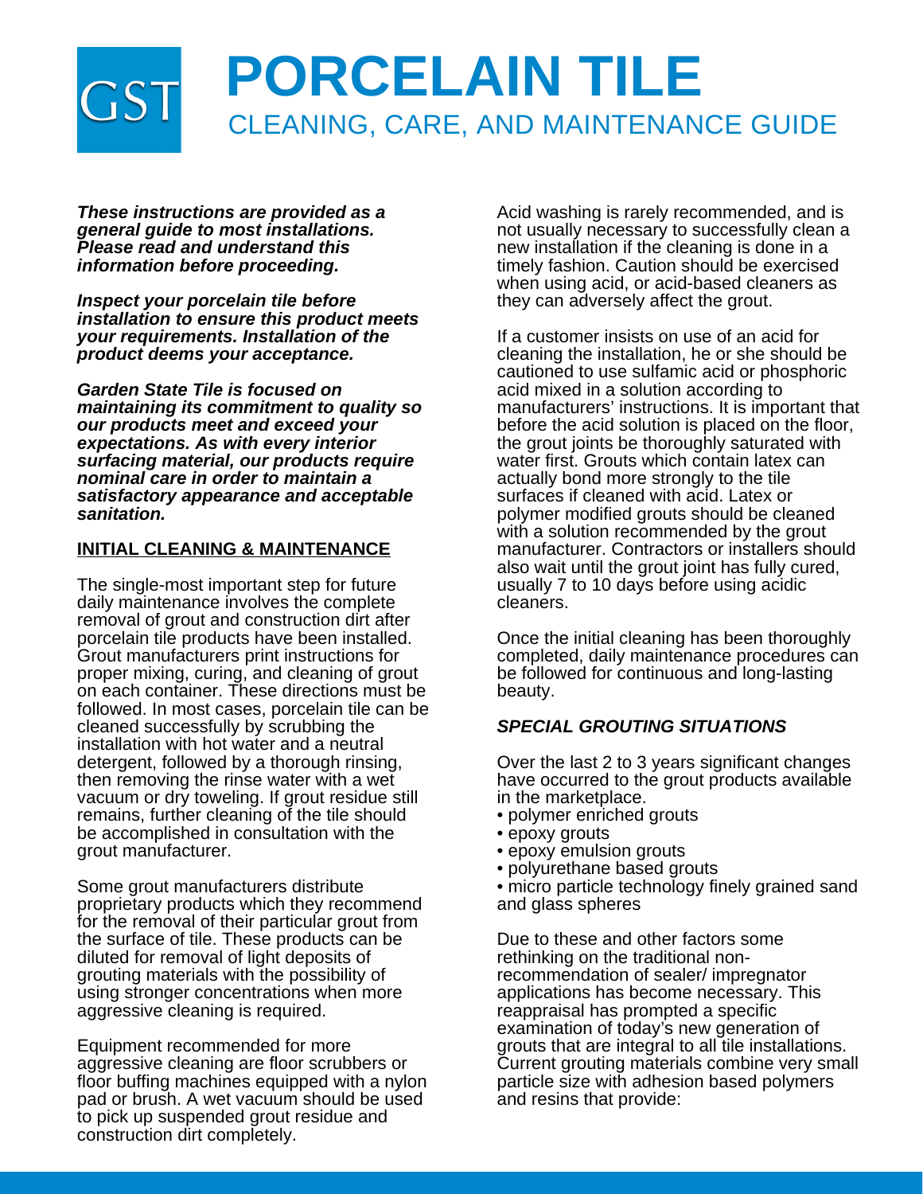GST

# PORCELAIN TILE

## CLEANING, CARE, AND MAINTENANCE GUIDE

***These instructions are provided as a general guide to most installations. Please read and understand this information before proceeding.***

***Inspect your porcelain tile before installation to ensure this product meets your requirements. Installation of the product deems your acceptance.***

***Garden State Tile is focused on maintaining its commitment to quality so our products meet and exceed your expectations. As with every interior surfacing material, our products require nominal care in order to maintain a satisfactory appearance and acceptable sanitation.***

### INITIAL CLEANING & MAINTENANCE

The single-most important step for future daily maintenance involves the complete removal of grout and construction dirt after porcelain tile products have been installed. Grout manufacturers print instructions for proper mixing, curing, and cleaning of grout on each container. These directions must be followed. In most cases, porcelain tile can be cleaned successfully by scrubbing the installation with hot water and a neutral detergent, followed by a thorough rinsing, then removing the rinse water with a wet vacuum or dry toweling. If grout residue still remains, further cleaning of the tile should be accomplished in consultation with the grout manufacturer.

Some grout manufacturers distribute proprietary products which they recommend for the removal of their particular grout from the surface of tile. These products can be diluted for removal of light deposits of grouting materials with the possibility of using stronger concentrations when more aggressive cleaning is required.

Equipment recommended for more aggressive cleaning are floor scrubbers or floor buffing machines equipped with a nylon pad or brush. A wet vacuum should be used to pick up suspended grout residue and construction dirt completely.

Acid washing is rarely recommended, and is not usually necessary to successfully clean a new installation if the cleaning is done in a timely fashion. Caution should be exercised when using acid, or acid-based cleaners as they can adversely affect the grout.

If a customer insists on use of an acid for cleaning the installation, he or she should be cautioned to use sulfamic acid or phosphoric acid mixed in a solution according to manufacturers' instructions. It is important that before the acid solution is placed on the floor, the grout joints be thoroughly saturated with water first. Grouts which contain latex can actually bond more strongly to the tile surfaces if cleaned with acid. Latex or polymer modified grouts should be cleaned with a solution recommended by the grout manufacturer. Contractors or installers should also wait until the grout joint has fully cured, usually 7 to 10 days before using acidic cleaners.

Once the initial cleaning has been thoroughly completed, daily maintenance procedures can be followed for continuous and long-lasting beauty.

### *SPECIAL GROUTING SITUATIONS*

Over the last 2 to 3 years significant changes have occurred to the grout products available in the marketplace.

- polymer enriched grouts
- epoxy grouts
- epoxy emulsion grouts
- polyurethane based grouts
- micro particle technology finely grained sand and glass spheres

Due to these and other factors some rethinking on the traditional non-recommendation of sealer/ impregnator applications has become necessary. This reappraisal has prompted a specific examination of today's new generation of grouts that are integral to all tile installations. Current grouting materials combine very small particle size with adhesion based polymers and resins that provide: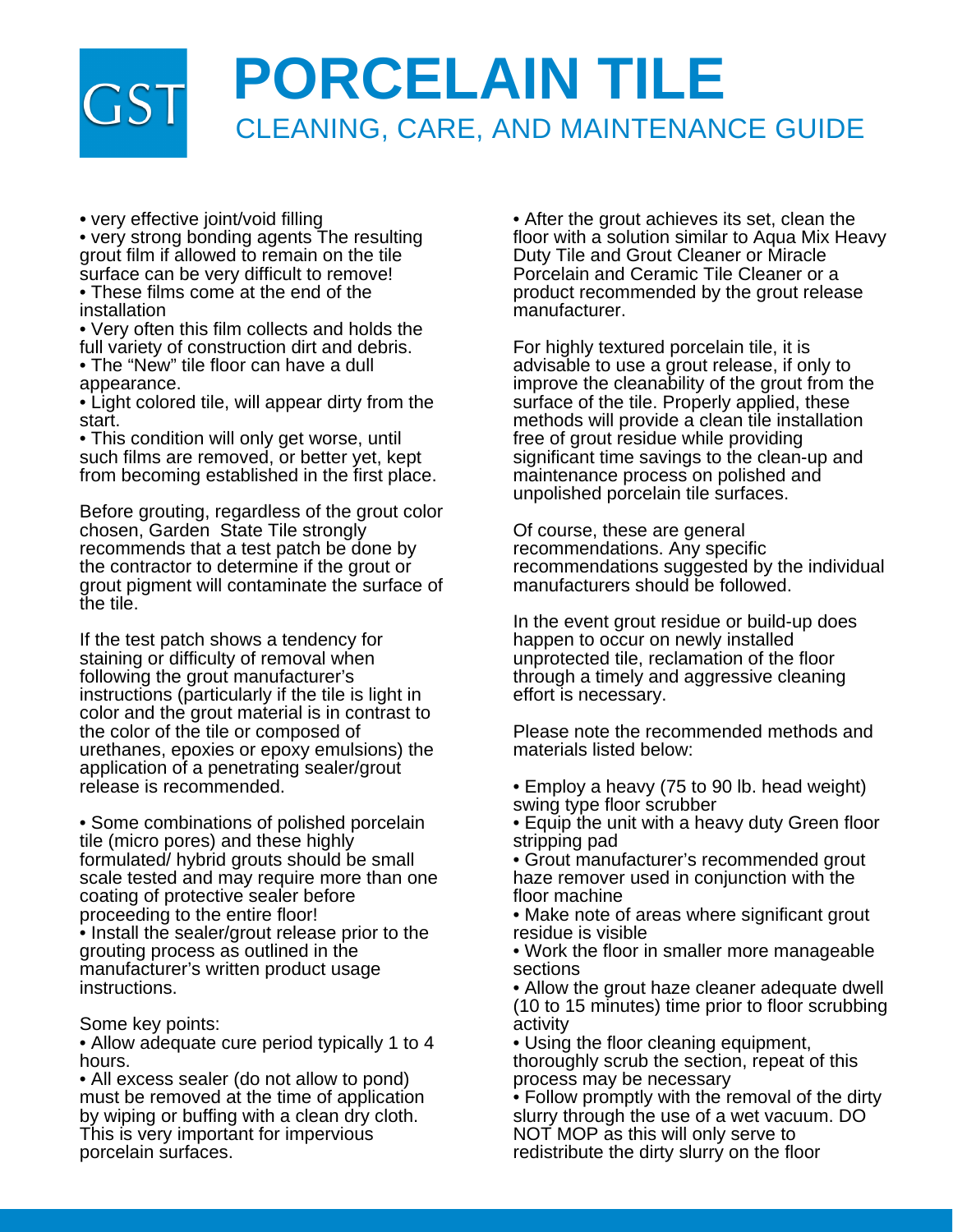# PORCELAIN TILE

## CLEANING, CARE, AND MAINTENANCE GUIDE

- very effective joint/void filling
- very strong bonding agents The resulting grout film if allowed to remain on the tile surface can be very difficult to remove!
- These films come at the end of the installation
- Very often this film collects and holds the full variety of construction dirt and debris.
- The “New” tile floor can have a dull appearance.
- Light colored tile, will appear dirty from the start.
- This condition will only get worse, until such films are removed, or better yet, kept from becoming established in the first place.

Before grouting, regardless of the grout color chosen, Garden State Tile strongly recommends that a test patch be done by the contractor to determine if the grout or grout pigment will contaminate the surface of the tile.

If the test patch shows a tendency for staining or difficulty of removal when following the grout manufacturer’s instructions (particularly if the tile is light in color and the grout material is in contrast to the color of the tile or composed of urethanes, epoxies or epoxy emulsions) the application of a penetrating sealer/grout release is recommended.

- Some combinations of polished porcelain tile (micro pores) and these highly formulated/ hybrid grouts should be small scale tested and may require more than one coating of protective sealer before proceeding to the entire floor!
- Install the sealer/grout release prior to the grouting process as outlined in the manufacturer’s written product usage instructions.

Some key points:

- Allow adequate cure period typically 1 to 4 hours.
- All excess sealer (do not allow to pond) must be removed at the time of application by wiping or buffing with a clean dry cloth. This is very important for impervious porcelain surfaces.
- After the grout achieves its set, clean the floor with a solution similar to Aqua Mix Heavy Duty Tile and Grout Cleaner or Miracle Porcelain and Ceramic Tile Cleaner or a product recommended by the grout release manufacturer.

For highly textured porcelain tile, it is advisable to use a grout release, if only to improve the cleanability of the grout from the surface of the tile. Properly applied, these methods will provide a clean tile installation free of grout residue while providing significant time savings to the clean-up and maintenance process on polished and unpolished porcelain tile surfaces.

Of course, these are general recommendations. Any specific recommendations suggested by the individual manufacturers should be followed.

In the event grout residue or build-up does happen to occur on newly installed unprotected tile, reclamation of the floor through a timely and aggressive cleaning effort is necessary.

Please note the recommended methods and materials listed below:

- Employ a heavy (75 to 90 lb. head weight) swing type floor scrubber
- Equip the unit with a heavy duty Green floor stripping pad
- Grout manufacturer’s recommended grout haze remover used in conjunction with the floor machine
- Make note of areas where significant grout residue is visible
- Work the floor in smaller more manageable sections
- Allow the grout haze cleaner adequate dwell (10 to 15 minutes) time prior to floor scrubbing activity
- Using the floor cleaning equipment, thoroughly scrub the section, repeat of this process may be necessary
- Follow promptly with the removal of the dirty slurry through the use of a wet vacuum. DO NOT MOP as this will only serve to redistribute the dirty slurry on the floor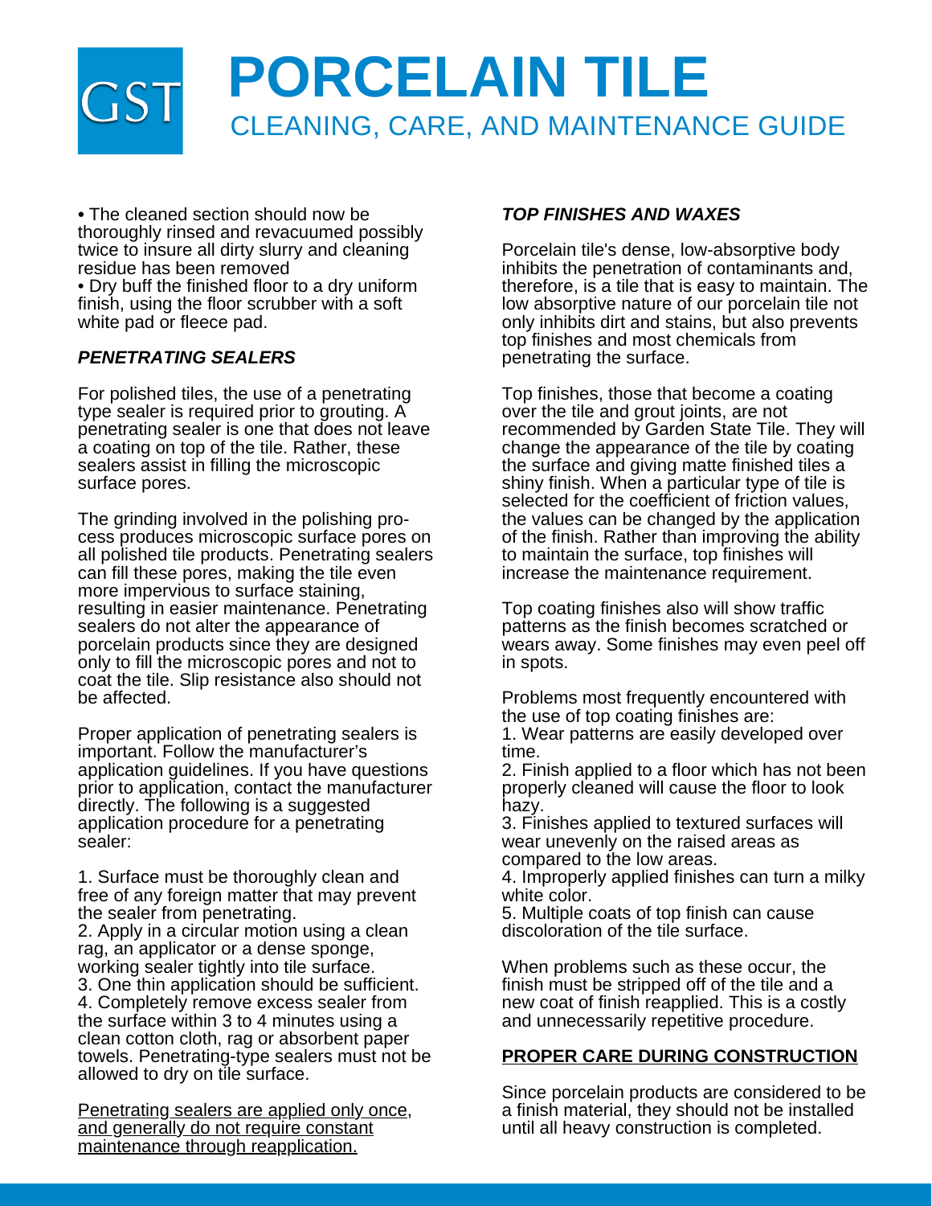• The cleaned section should now be thoroughly rinsed and revacuumed possibly twice to insure all dirty slurry and cleaning residue has been removed
• Dry buff the finished floor to a dry uniform finish, using the floor scrubber with a soft white pad or fleece pad.

### *PENETRATING SEALERS*

For polished tiles, the use of a penetrating type sealer is required prior to grouting. A penetrating sealer is one that does not leave a coating on top of the tile. Rather, these sealers assist in filling the microscopic surface pores.

The grinding involved in the polishing process produces microscopic surface pores on all polished tile products. Penetrating sealers can fill these pores, making the tile even more impervious to surface staining, resulting in easier maintenance. Penetrating sealers do not alter the appearance of porcelain products since they are designed only to fill the microscopic pores and not to coat the tile. Slip resistance also should not be affected.

Proper application of penetrating sealers is important. Follow the manufacturer's application guidelines. If you have questions prior to application, contact the manufacturer directly. The following is a suggested application procedure for a penetrating sealer:

1. Surface must be thoroughly clean and free of any foreign matter that may prevent the sealer from penetrating.
2. Apply in a circular motion using a clean rag, an applicator or a dense sponge, working sealer tightly into tile surface.
3. One thin application should be sufficient.
4. Completely remove excess sealer from the surface within 3 to 4 minutes using a clean cotton cloth, rag or absorbent paper towels. Penetrating-type sealers must not be allowed to dry on tile surface.

<u>Penetrating sealers are applied only once, and generally do not require constant maintenance through reapplication.</u>

### *TOP FINISHES AND WAXES*

Porcelain tile's dense, low-absorptive body inhibits the penetration of contaminants and, therefore, is a tile that is easy to maintain. The low absorptive nature of our porcelain tile not only inhibits dirt and stains, but also prevents top finishes and most chemicals from penetrating the surface.

Top finishes, those that become a coating over the tile and grout joints, are not recommended by Garden State Tile. They will change the appearance of the tile by coating the surface and giving matte finished tiles a shiny finish. When a particular type of tile is selected for the coefficient of friction values, the values can be changed by the application of the finish. Rather than improving the ability to maintain the surface, top finishes will increase the maintenance requirement.

Top coating finishes also will show traffic patterns as the finish becomes scratched or wears away. Some finishes may even peel off in spots.

Problems most frequently encountered with the use of top coating finishes are:
1. Wear patterns are easily developed over time.
2. Finish applied to a floor which has not been properly cleaned will cause the floor to look hazy.
3. Finishes applied to textured surfaces will wear unevenly on the raised areas as compared to the low areas.
4. Improperly applied finishes can turn a milky white color.
5. Multiple coats of top finish can cause discoloration of the tile surface.

When problems such as these occur, the finish must be stripped off of the tile and a new coat of finish reapplied. This is a costly and unnecessarily repetitive procedure.

### <u>PROPER CARE DURING CONSTRUCTION</u>

Since porcelain products are considered to be a finish material, they should not be installed until all heavy construction is completed.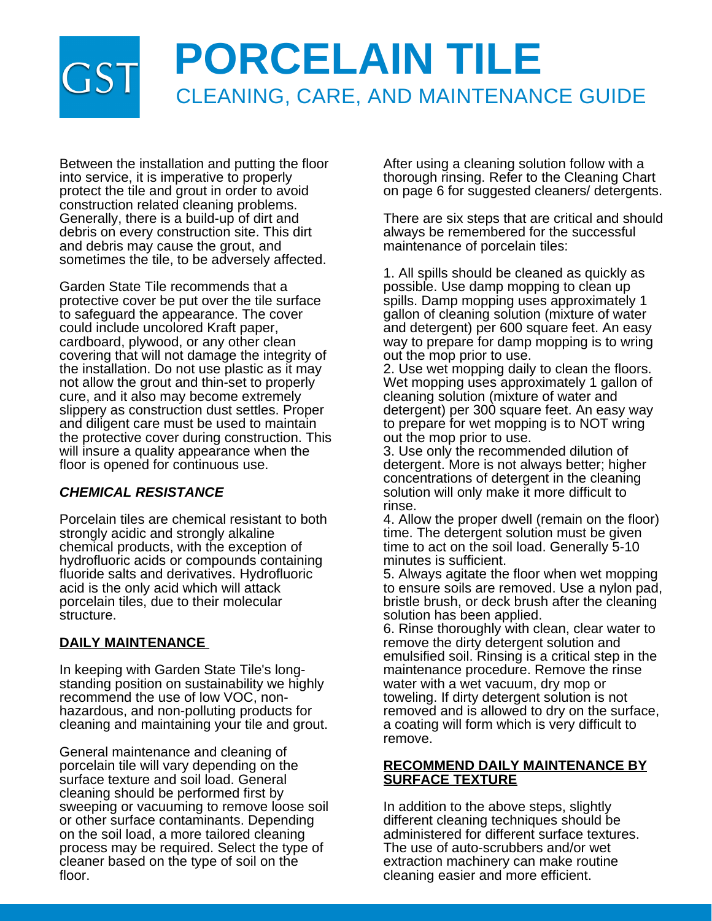# PORCELAIN TILE

## CLEANING, CARE, AND MAINTENANCE GUIDE

Between the installation and putting the floor into service, it is imperative to properly protect the tile and grout in order to avoid construction related cleaning problems. Generally, there is a build-up of dirt and debris on every construction site. This dirt and debris may cause the grout, and sometimes the tile, to be adversely affected.

Garden State Tile recommends that a protective cover be put over the tile surface to safeguard the appearance. The cover could include uncolored Kraft paper, cardboard, plywood, or any other clean covering that will not damage the integrity of the installation. Do not use plastic as it may not allow the grout and thin-set to properly cure, and it also may become extremely slippery as construction dust settles. Proper and diligent care must be used to maintain the protective cover during construction. This will insure a quality appearance when the floor is opened for continuous use.

### *CHEMICAL RESISTANCE*

Porcelain tiles are chemical resistant to both strongly acidic and strongly alkaline chemical products, with the exception of hydrofluoric acids or compounds containing fluoride salts and derivatives. Hydrofluoric acid is the only acid which will attack porcelain tiles, due to their molecular structure.

### DAILY MAINTENANCE

In keeping with Garden State Tile's long-standing position on sustainability we highly recommend the use of low VOC, non-hazardous, and non-polluting products for cleaning and maintaining your tile and grout.

General maintenance and cleaning of porcelain tile will vary depending on the surface texture and soil load. General cleaning should be performed first by sweeping or vacuuming to remove loose soil or other surface contaminants. Depending on the soil load, a more tailored cleaning process may be required. Select the type of cleaner based on the type of soil on the floor.

After using a cleaning solution follow with a thorough rinsing. Refer to the Cleaning Chart on page 6 for suggested cleaners/ detergents.

There are six steps that are critical and should always be remembered for the successful maintenance of porcelain tiles:

1. All spills should be cleaned as quickly as possible. Use damp mopping to clean up spills. Damp mopping uses approximately 1 gallon of cleaning solution (mixture of water and detergent) per 600 square feet. An easy way to prepare for damp mopping is to wring out the mop prior to use.
2. Use wet mopping daily to clean the floors. Wet mopping uses approximately 1 gallon of cleaning solution (mixture of water and detergent) per 300 square feet. An easy way to prepare for wet mopping is to NOT wring out the mop prior to use.
3. Use only the recommended dilution of detergent. More is not always better; higher concentrations of detergent in the cleaning solution will only make it more difficult to rinse.
4. Allow the proper dwell (remain on the floor) time. The detergent solution must be given time to act on the soil load. Generally 5-10 minutes is sufficient.
5. Always agitate the floor when wet mopping to ensure soils are removed. Use a nylon pad, bristle brush, or deck brush after the cleaning solution has been applied.
6. Rinse thoroughly with clean, clear water to remove the dirty detergent solution and emulsified soil. Rinsing is a critical step in the maintenance procedure. Remove the rinse water with a wet vacuum, dry mop or toweling. If dirty detergent solution is not removed and is allowed to dry on the surface, a coating will form which is very difficult to remove.

### RECOMMEND DAILY MAINTENANCE BY SURFACE TEXTURE

In addition to the above steps, slightly different cleaning techniques should be administered for different surface textures. The use of auto-scrubbers and/or wet extraction machinery can make routine cleaning easier and more efficient.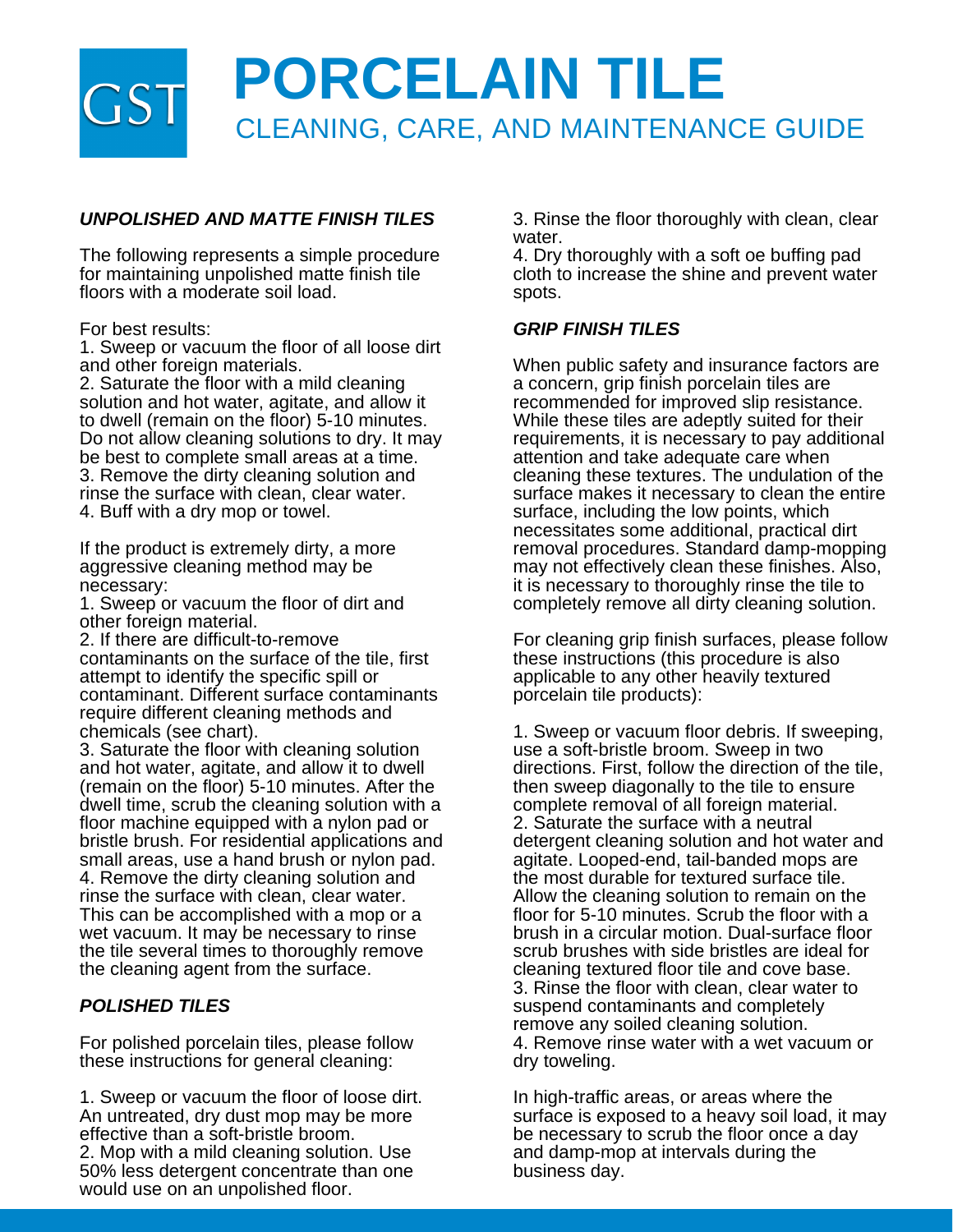# PORCELAIN TILE
## CLEANING, CARE, AND MAINTENANCE GUIDE

***UNPOLISHED AND MATTE FINISH TILES***

The following represents a simple procedure for maintaining unpolished matte finish tile floors with a moderate soil load.

For best results:
1. Sweep or vacuum the floor of all loose dirt and other foreign materials.
2. Saturate the floor with a mild cleaning solution and hot water, agitate, and allow it to dwell (remain on the floor) 5-10 minutes. Do not allow cleaning solutions to dry. It may be best to complete small areas at a time.
3. Remove the dirty cleaning solution and rinse the surface with clean, clear water.
4. Buff with a dry mop or towel.

If the product is extremely dirty, a more aggressive cleaning method may be necessary:
1. Sweep or vacuum the floor of dirt and other foreign material.
2. If there are difficult-to-remove contaminants on the surface of the tile, first attempt to identify the specific spill or contaminant. Different surface contaminants require different cleaning methods and chemicals (see chart).
3. Saturate the floor with cleaning solution and hot water, agitate, and allow it to dwell (remain on the floor) 5-10 minutes. After the dwell time, scrub the cleaning solution with a floor machine equipped with a nylon pad or bristle brush. For residential applications and small areas, use a hand brush or nylon pad.
4. Remove the dirty cleaning solution and rinse the surface with clean, clear water. This can be accomplished with a mop or a wet vacuum. It may be necessary to rinse the tile several times to thoroughly remove the cleaning agent from the surface.

***POLISHED TILES***

For polished porcelain tiles, please follow these instructions for general cleaning:

1. Sweep or vacuum the floor of loose dirt. An untreated, dry dust mop may be more effective than a soft-bristle broom.
2. Mop with a mild cleaning solution. Use 50% less detergent concentrate than one would use on an unpolished floor.
3. Rinse the floor thoroughly with clean, clear water.
4. Dry thoroughly with a soft oe buffing pad cloth to increase the shine and prevent water spots.

***GRIP FINISH TILES***

When public safety and insurance factors are a concern, grip finish porcelain tiles are recommended for improved slip resistance. While these tiles are adeptly suited for their requirements, it is necessary to pay additional attention and take adequate care when cleaning these textures. The undulation of the surface makes it necessary to clean the entire surface, including the low points, which necessitates some additional, practical dirt removal procedures. Standard damp-mopping may not effectively clean these finishes. Also, it is necessary to thoroughly rinse the tile to completely remove all dirty cleaning solution.

For cleaning grip finish surfaces, please follow these instructions (this procedure is also applicable to any other heavily textured porcelain tile products):

1. Sweep or vacuum floor debris. If sweeping, use a soft-bristle broom. Sweep in two directions. First, follow the direction of the tile, then sweep diagonally to the tile to ensure complete removal of all foreign material.
2. Saturate the surface with a neutral detergent cleaning solution and hot water and agitate. Looped-end, tail-banded mops are the most durable for textured surface tile. Allow the cleaning solution to remain on the floor for 5-10 minutes. Scrub the floor with a brush in a circular motion. Dual-surface floor scrub brushes with side bristles are ideal for cleaning textured floor tile and cove base.
3. Rinse the floor with clean, clear water to suspend contaminants and completely remove any soiled cleaning solution.
4. Remove rinse water with a wet vacuum or dry toweling.

In high-traffic areas, or areas where the surface is exposed to a heavy soil load, it may be necessary to scrub the floor once a day and damp-mop at intervals during the business day.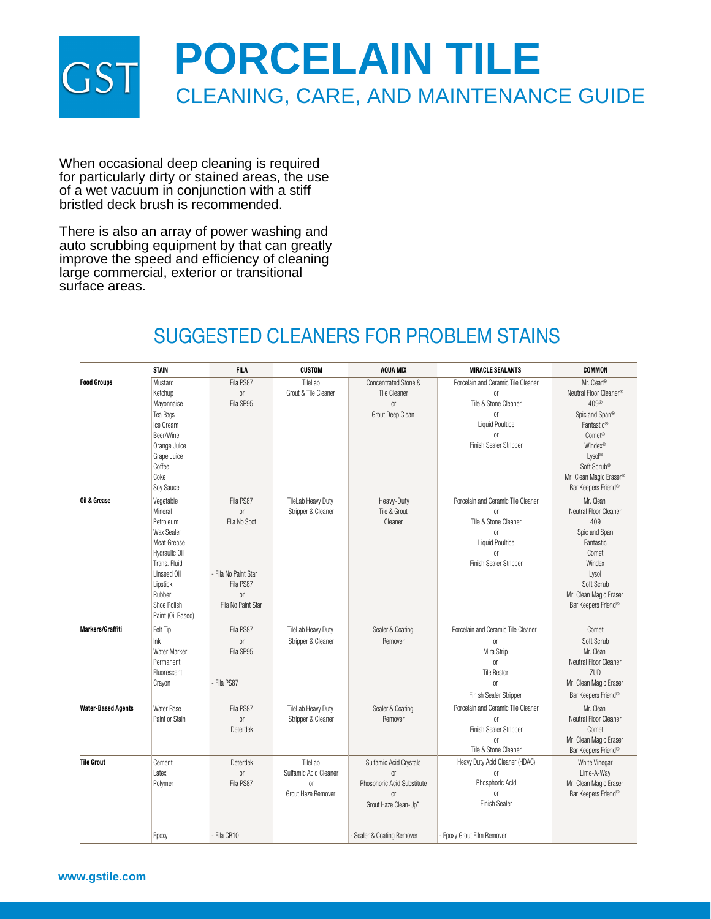# PORCELAIN TILE

## CLEANING, CARE, AND MAINTENANCE GUIDE

When occasional deep cleaning is required for particularly dirty or stained areas, the use of a wet vacuum in conjunction with a stiff bristled deck brush is recommended.

There is also an array of power washing and auto scrubbing equipment by that can greatly improve the speed and efficiency of cleaning large commercial, exterior or transitional surface areas.

## SUGGESTED CLEANERS FOR PROBLEM STAINS

| | STAIN | FILA | CUSTOM | AQUA MIX | MIRACLE SEALANTS | COMMON |
|---|---|---|---|---|---|---|
| **Food Groups** | Mustard<br>Ketchup<br>Mayonnaise<br>Tea Bags<br>Ice Cream<br>Beer/Wine<br>Orange Juice<br>Grape Juice<br>Coffee<br>Coke<br>Soy Sauce | Fila PS87<br>or<br>Fila SR95 | TileLab<br>Grout & Tile Cleaner | Concentrated Stone &<br>Tile Cleaner<br>or<br>Grout Deep Clean | Porcelain and Ceramic Tile Cleaner<br>or<br>Tile & Stone Cleaner<br>or<br>Liquid Poultice<br>or<br>Finish Sealer Stripper | Mr. Clean®<br>Neutral Floor Cleaner®<br>409®<br>Spic and Span®<br>Fantastic®<br>Comet®<br>Windex®<br>Lysol®<br>Soft Scrub®<br>Mr. Clean Magic Eraser®<br>Bar Keepers Friend® |
| **Oil & Grease** | Vegetable<br>Mineral<br>Petroleum<br>Wax Sealer<br>Meat Grease<br>Hydraulic Oil<br>Trans. Fluid<br>Linseed Oil<br>Lipstick<br>Rubber<br>Shoe Polish<br>Paint (Oil Based) | Fila PS87<br>or<br>Fila No Spot<br><br><br><br><br>- Fila No Paint Star<br>Fila PS87<br>or<br>Fila No Paint Star | TileLab Heavy Duty<br>Stripper & Cleaner | Heavy-Duty<br>Tile & Grout<br>Cleaner | Porcelain and Ceramic Tile Cleaner<br>or<br>Tile & Stone Cleaner<br>or<br>Liquid Poultice<br>or<br>Finish Sealer Stripper | Mr. Clean<br>Neutral Floor Cleaner<br>409<br>Spic and Span<br>Fantastic<br>Comet<br>Windex<br>Lysol<br>Soft Scrub<br>Mr. Clean Magic Eraser<br>Bar Keepers Friend® |
| **Markers/Graffiti** | Felt Tip<br>Ink<br>Water Marker<br>Permanent<br>Fluorescent<br>Crayon | Fila PS87<br>or<br>Fila SR95<br><br><br>- Fila PS87 | TileLab Heavy Duty<br>Stripper & Cleaner | Sealer & Coating<br>Remover | Porcelain and Ceramic Tile Cleaner<br>or<br>Mira Strip<br>or<br>Tile Restor<br>or<br>Finish Sealer Stripper | Comet<br>Soft Scrub<br>Mr. Clean<br>Neutral Floor Cleaner<br>ZUD<br>Mr. Clean Magic Eraser<br>Bar Keepers Friend® |
| **Water-Based Agents** | Water Base<br>Paint or Stain | Fila PS87<br>or<br>Deterdek | TileLab Heavy Duty<br>Stripper & Cleaner | Sealer & Coating<br>Remover | Porcelain and Ceramic Tile Cleaner<br>or<br>Finish Sealer Stripper<br>or<br>Tile & Stone Cleaner | Mr. Clean<br>Neutral Floor Cleaner<br>Comet<br>Mr. Clean Magic Eraser<br>Bar Keepers Friend® |
| **Tile Grout** | Cement<br>Latex<br>Polymer<br><br><br><br>Epoxy | Deterdek<br>or<br>Fila PS87<br><br><br><br>- Fila CR10 | TileLab<br>Sulfamic Acid Cleaner<br>or<br>Grout Haze Remover | Sulfamic Acid Crystals<br>or<br>Phosphoric Acid Substitute<br>or<br>Grout Haze Clean-Up*<br><br>- Sealer & Coating Remover | Heavy Duty Acid Cleaner (HDAC)<br>or<br>Phosphoric Acid<br>or<br>Finish Sealer<br><br>- Epoxy Grout Film Remover | White Vinegar<br>Lime-A-Way<br>Mr. Clean Magic Eraser<br>Bar Keepers Friend® |

www.gstile.com